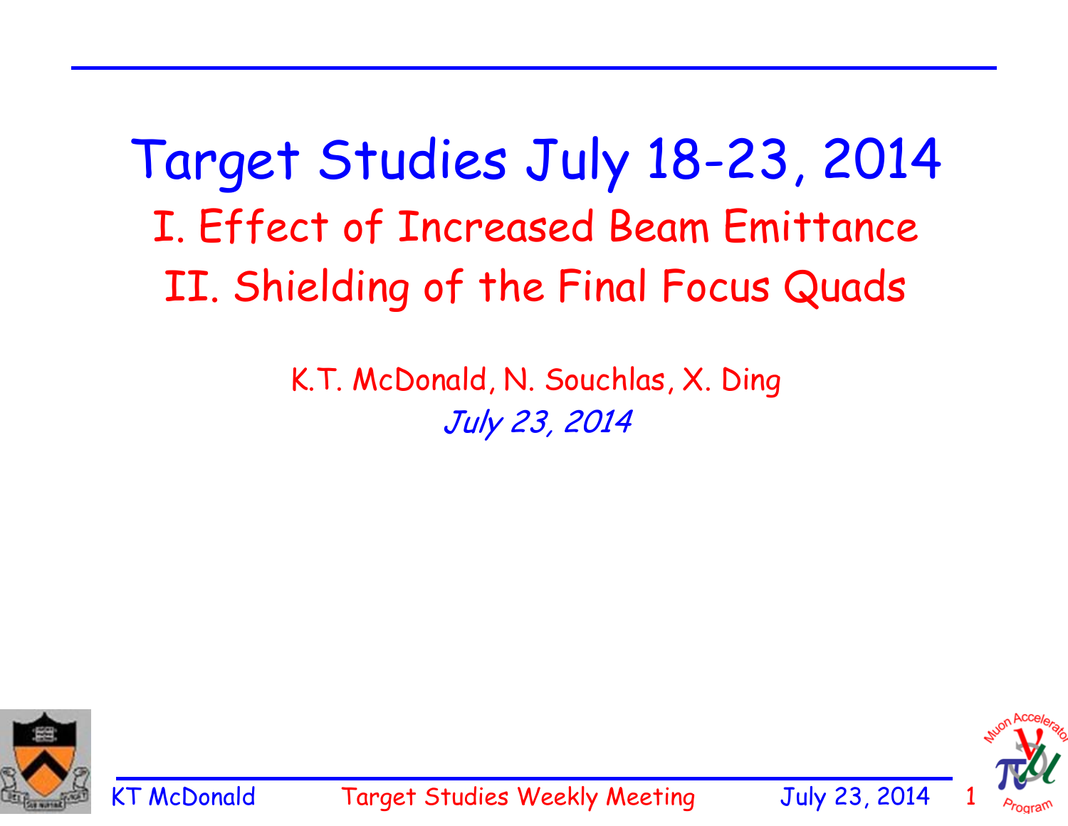# Target Studies July 18-23, 2014

## I. Effect of Increased Beam Emittance

## II. Shielding of the Final Focus Quads

K.T. McDonald, N. Souchlas, X. Ding

*July 23, 2014*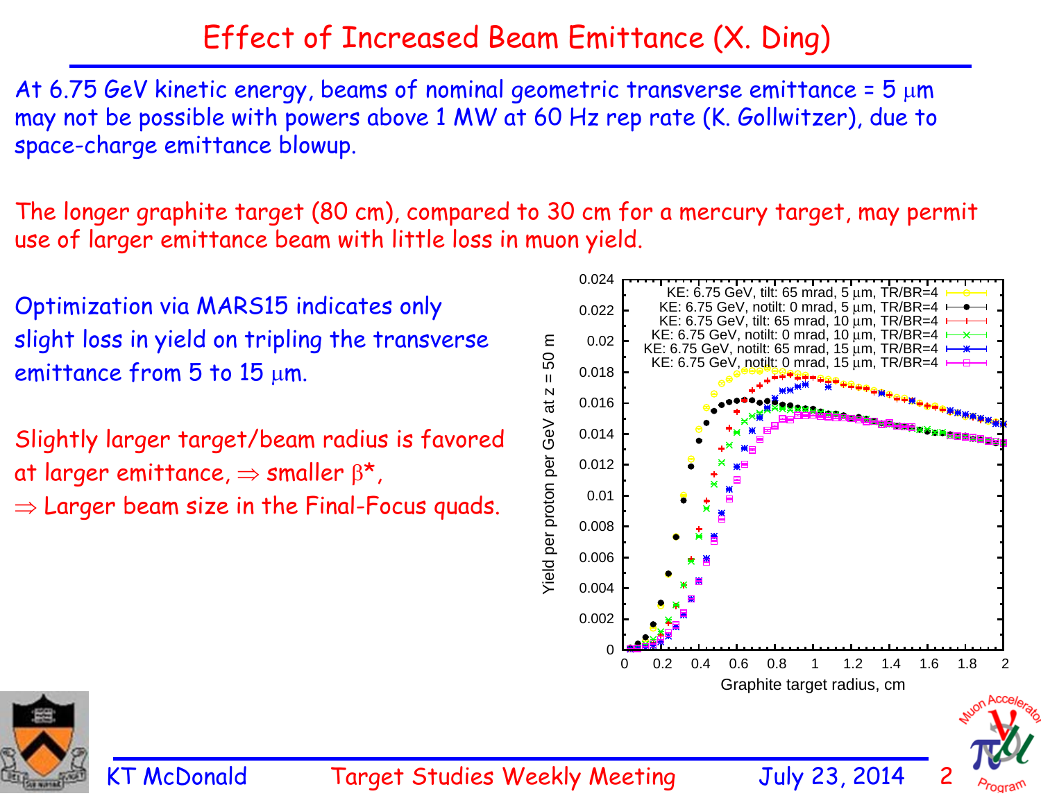# Effect of Increased Beam Emittance (X. Ding)

At 6.75 GeV kinetic energy, beams of nominal geometric transverse emittance = 5 μm may not be possible with powers above 1 MW at 60 Hz rep rate (K. Gollwitzer), due to space-charge emittance blowup.

The longer graphite target (80 cm), compared to 30 cm for a mercury target, may permit use of larger emittance beam with little loss in muon yield.

Optimization via MARS15 indicates only slight loss in yield on tripling the transverse emittance from 5 to 15 μm.

Slightly larger target/beam radius is favored at larger emittance, ⇒ smaller $\beta^*$,
⇒ Larger beam size in the Final-Focus quads.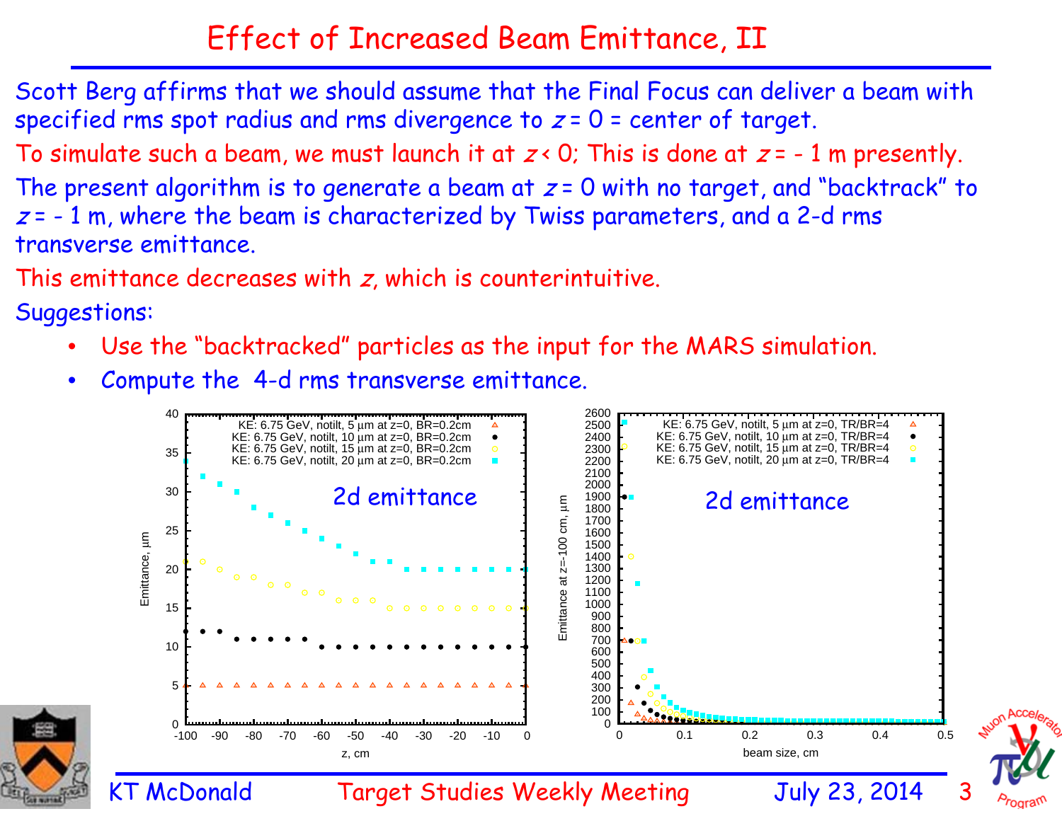# Effect of Increased Beam Emittance, II

Scott Berg affirms that we should assume that the Final Focus can deliver a beam with specified rms spot radius and rms divergence to $z = 0$ = center of target.

To simulate such a beam, we must launch it at $z < 0$; This is done at $z = -1$ m presently.

The present algorithm is to generate a beam at $z = 0$ with no target, and "backtrack" to $z = -1$ m, where the beam is characterized by Twiss parameters, and a 2-d rms transverse emittance.

This emittance decreases with $z$, which is counterintuitive.

Suggestions:

- Use the "backtracked" particles as the input for the MARS simulation.
- Compute the 4-d rms transverse emittance.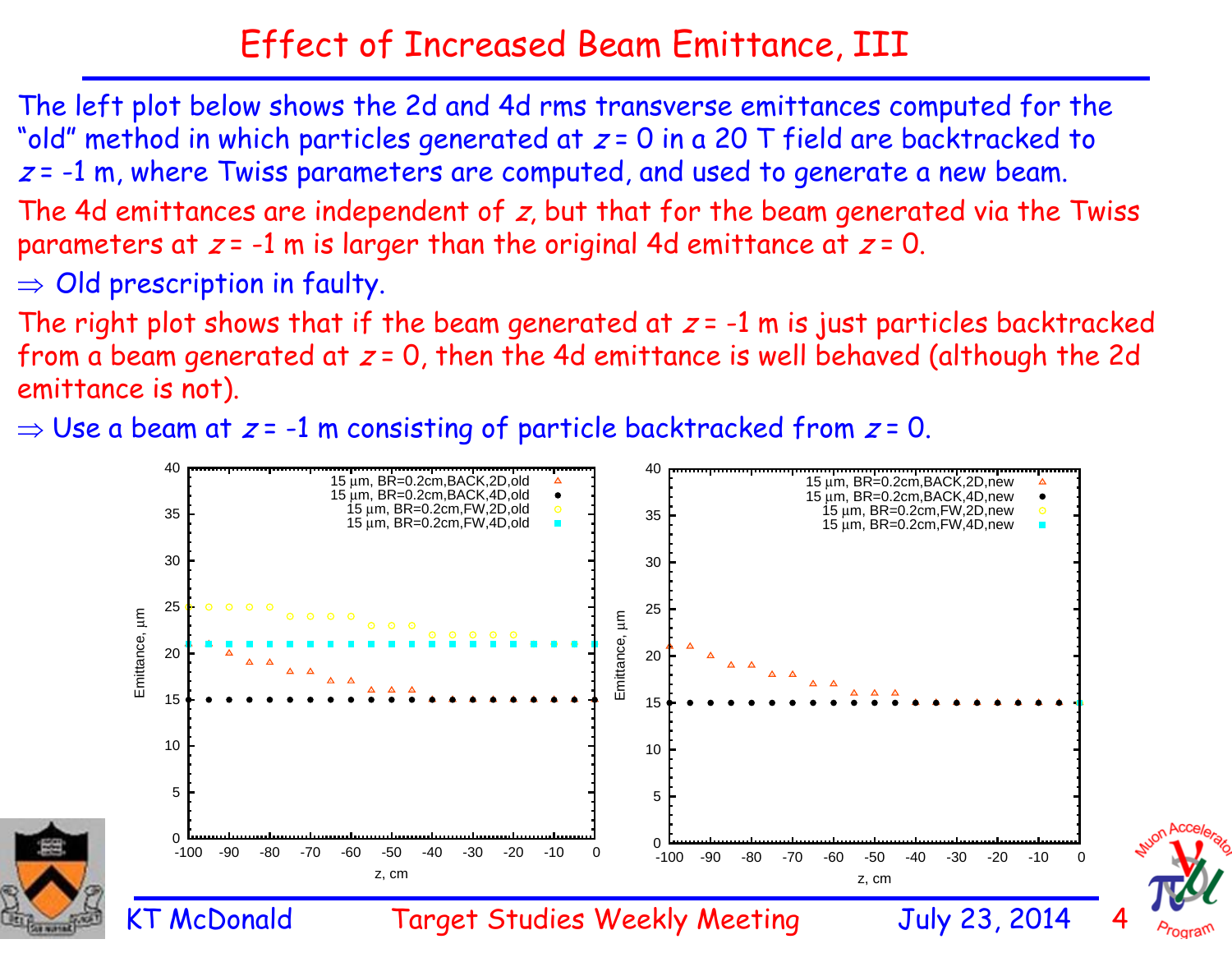# Effect of Increased Beam Emittance, III

The left plot below shows the 2d and 4d rms transverse emittances computed for the "old" method in which particles generated at $z = 0$ in a 20 T field are backtracked to $z = -1$ m, where Twiss parameters are computed, and used to generate a new beam.

The 4d emittances are independent of $z$, but that for the beam generated via the Twiss parameters at $z = -1$ m is larger than the original 4d emittance at $z = 0$.

$\Rightarrow$ Old prescription in faulty.

The right plot shows that if the beam generated at $z = -1$ m is just particles backtracked from a beam generated at $z = 0$, then the 4d emittance is well behaved (although the 2d emittance is not).

$\Rightarrow$ Use a beam at $z = -1$ m consisting of particle backtracked from $z = 0$.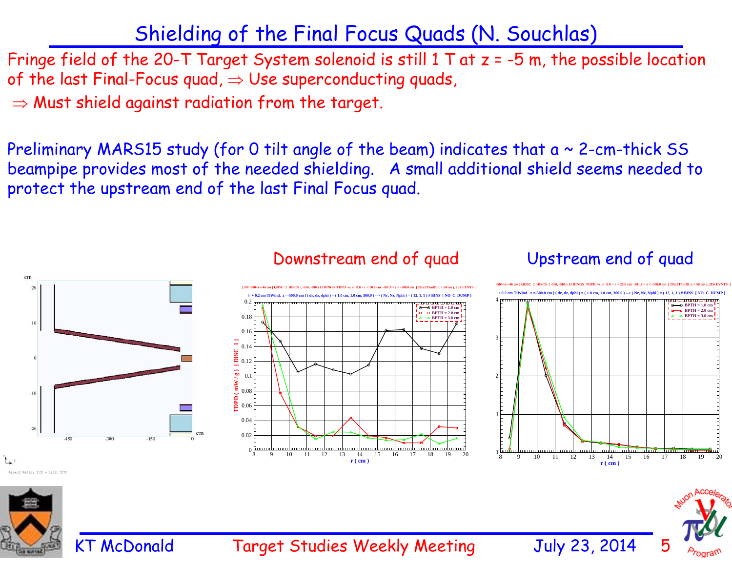# Shielding of the Final Focus Quads (N. Souchlas)

Fringe field of the 20-T Target System solenoid is still 1 T at z = -5 m, the possible location of the last Final-Focus quad, ⇒ Use superconducting quads,

⇒ Must shield against radiation from the target.

Preliminary MARS15 study (for 0 tilt angle of the beam) indicates that a ~ 2-cm-thick SS beampipe provides most of the needed shielding. A small additional shield seems needed to protect the upstream end of the last Final Focus quad.

cm
20
10
0
-10
-20
-450 -300 -150 0
cm

Aspect Ratio: Y:Z = 1:12.7272

Downstream end of quad

[ BP -500<z<-46 cm ] QDSC 2 DISCS ( -550, -500 ) 12 RINGS TDPD vs. r 8.0 < r < 20.0 cm -501.0 < z < -500.0 cm [ 20to2T5mDL ( < 50 cm ), 2E6 EVNTS ]
[ + 0.2 cm TiWind. z =-500.0 cm ] ( dr, dz, dphi ) = ( 1.0 cm, 1.0 cm, 360.0 ) --> ( Nr, Nz, Nphi ) = ( 12, 1, 1 ) # BINS [ NO C DUMP ]

TDPD ( mW / g ) [ DISC 1 ]
r ( cm )
BPTH = 1.0 cm
BPTH = 2.0 cm
BPTH = 3.0 cm

Upstream end of quad

-500<z<-46 cm ] QDSC 2 DISCS ( -550, -500 ) 12 RINGS TDPD vs. r 8.0 < r < 20.0 cm -501.0 < z < -500.0 cm [ 20to2T5mDL ( < 50 cm ), 2E6 EVNTS ]
+ 0.2 cm TiWind. z =-500.0 cm ] ( dr, dz, dphi ) = ( 1.0 cm, 1.0 cm, 360.0 ) --> ( Nr, Nz, Nphi ) = ( 12, 1, 1 ) # BINS [ NO C DUMP ]

r ( cm )
BPTH = 1.0 cm
BPTH = 2.0 cm
BPTH = 3.0 cm